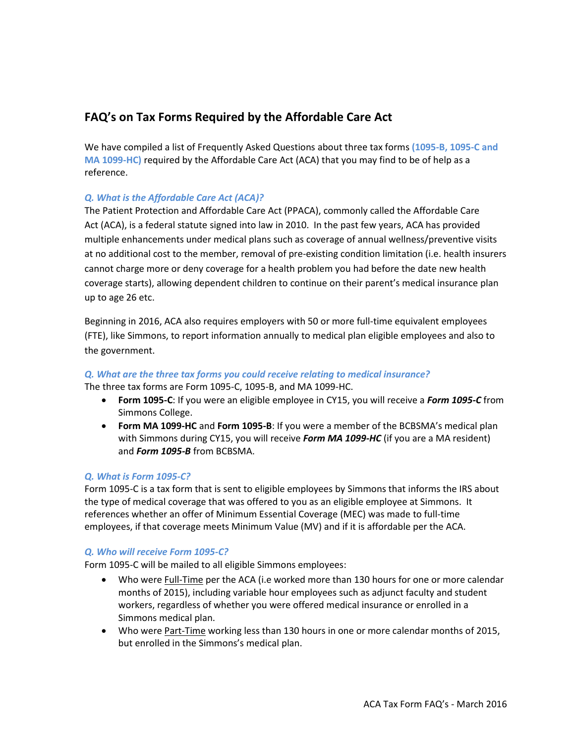## FAQ's on Tax Forms Required by the Affordable Care Act

We have compiled a list of Frequently Asked Questions about three tax forms **(1095-B, 1095-C and MA 1099-HC)** required by the Affordable Care Act (ACA) that you may find to be of help as a reference.

***Q. What is the Affordable Care Act (ACA)?***

The Patient Protection and Affordable Care Act (PPACA), commonly called the Affordable Care Act (ACA), is a federal statute signed into law in 2010. In the past few years, ACA has provided multiple enhancements under medical plans such as coverage of annual wellness/preventive visits at no additional cost to the member, removal of pre-existing condition limitation (i.e. health insurers cannot charge more or deny coverage for a health problem you had before the date new health coverage starts), allowing dependent children to continue on their parent's medical insurance plan up to age 26 etc.

Beginning in 2016, ACA also requires employers with 50 or more full-time equivalent employees (FTE), like Simmons, to report information annually to medical plan eligible employees and also to the government.

***Q. What are the three tax forms you could receive relating to medical insurance?***

The three tax forms are Form 1095-C, 1095-B, and MA 1099-HC.

- **Form 1095-C**: If you were an eligible employee in CY15, you will receive a ***Form 1095-C*** from Simmons College.
- **Form MA 1099-HC** and **Form 1095-B**: If you were a member of the BCBSMA's medical plan with Simmons during CY15, you will receive ***Form MA 1099-HC*** (if you are a MA resident) and ***Form 1095-B*** from BCBSMA.

***Q. What is Form 1095-C?***

Form 1095-C is a tax form that is sent to eligible employees by Simmons that informs the IRS about the type of medical coverage that was offered to you as an eligible employee at Simmons. It references whether an offer of Minimum Essential Coverage (MEC) was made to full-time employees, if that coverage meets Minimum Value (MV) and if it is affordable per the ACA.

***Q. Who will receive Form 1095-C?***

Form 1095-C will be mailed to all eligible Simmons employees:

- Who were Full-Time per the ACA (i.e worked more than 130 hours for one or more calendar months of 2015), including variable hour employees such as adjunct faculty and student workers, regardless of whether you were offered medical insurance or enrolled in a Simmons medical plan.
- Who were Part-Time working less than 130 hours in one or more calendar months of 2015, but enrolled in the Simmons's medical plan.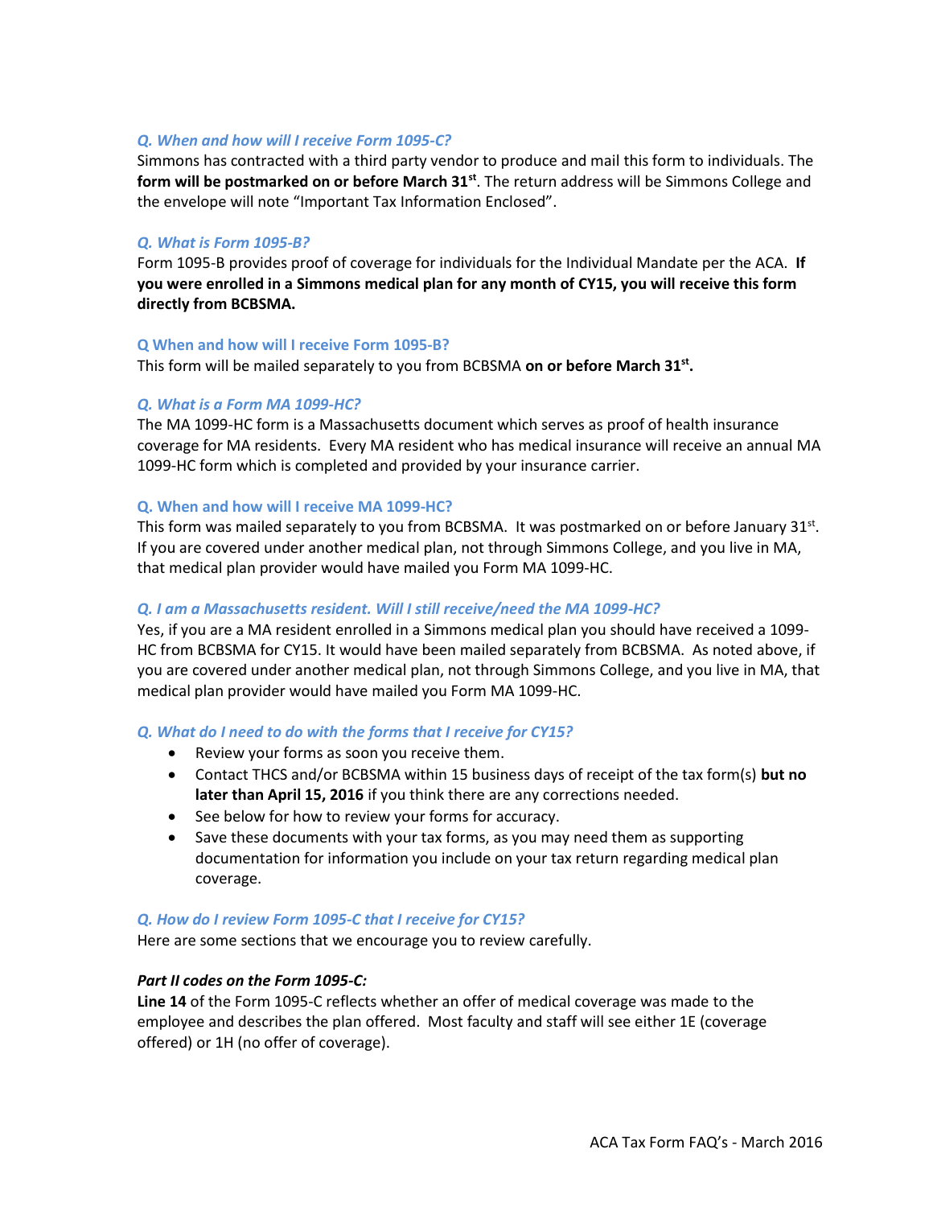### *Q. When and how will I receive Form 1095-C?*

Simmons has contracted with a third party vendor to produce and mail this form to individuals. The **form will be postmarked on or before March 31st**. The return address will be Simmons College and the envelope will note "Important Tax Information Enclosed".

### *Q. What is Form 1095-B?*

Form 1095-B provides proof of coverage for individuals for the Individual Mandate per the ACA. **If you were enrolled in a Simmons medical plan for any month of CY15, you will receive this form directly from BCBSMA.**

### Q When and how will I receive Form 1095-B?

This form will be mailed separately to you from BCBSMA **on or before March 31st.**

### *Q. What is a Form MA 1099-HC?*

The MA 1099-HC form is a Massachusetts document which serves as proof of health insurance coverage for MA residents. Every MA resident who has medical insurance will receive an annual MA 1099-HC form which is completed and provided by your insurance carrier.

### Q. When and how will I receive MA 1099-HC?

This form was mailed separately to you from BCBSMA. It was postmarked on or before January 31st. If you are covered under another medical plan, not through Simmons College, and you live in MA, that medical plan provider would have mailed you Form MA 1099-HC.

### *Q. I am a Massachusetts resident. Will I still receive/need the MA 1099-HC?*

Yes, if you are a MA resident enrolled in a Simmons medical plan you should have received a 1099-HC from BCBSMA for CY15. It would have been mailed separately from BCBSMA. As noted above, if you are covered under another medical plan, not through Simmons College, and you live in MA, that medical plan provider would have mailed you Form MA 1099-HC.

### *Q. What do I need to do with the forms that I receive for CY15?*

- Review your forms as soon you receive them.
- Contact THCS and/or BCBSMA within 15 business days of receipt of the tax form(s) **but no later than April 15, 2016** if you think there are any corrections needed.
- See below for how to review your forms for accuracy.
- Save these documents with your tax forms, as you may need them as supporting documentation for information you include on your tax return regarding medical plan coverage.

### *Q. How do I review Form 1095-C that I receive for CY15?*

Here are some sections that we encourage you to review carefully.

***Part II codes on the Form 1095-C:***

**Line 14** of the Form 1095-C reflects whether an offer of medical coverage was made to the employee and describes the plan offered. Most faculty and staff will see either 1E (coverage offered) or 1H (no offer of coverage).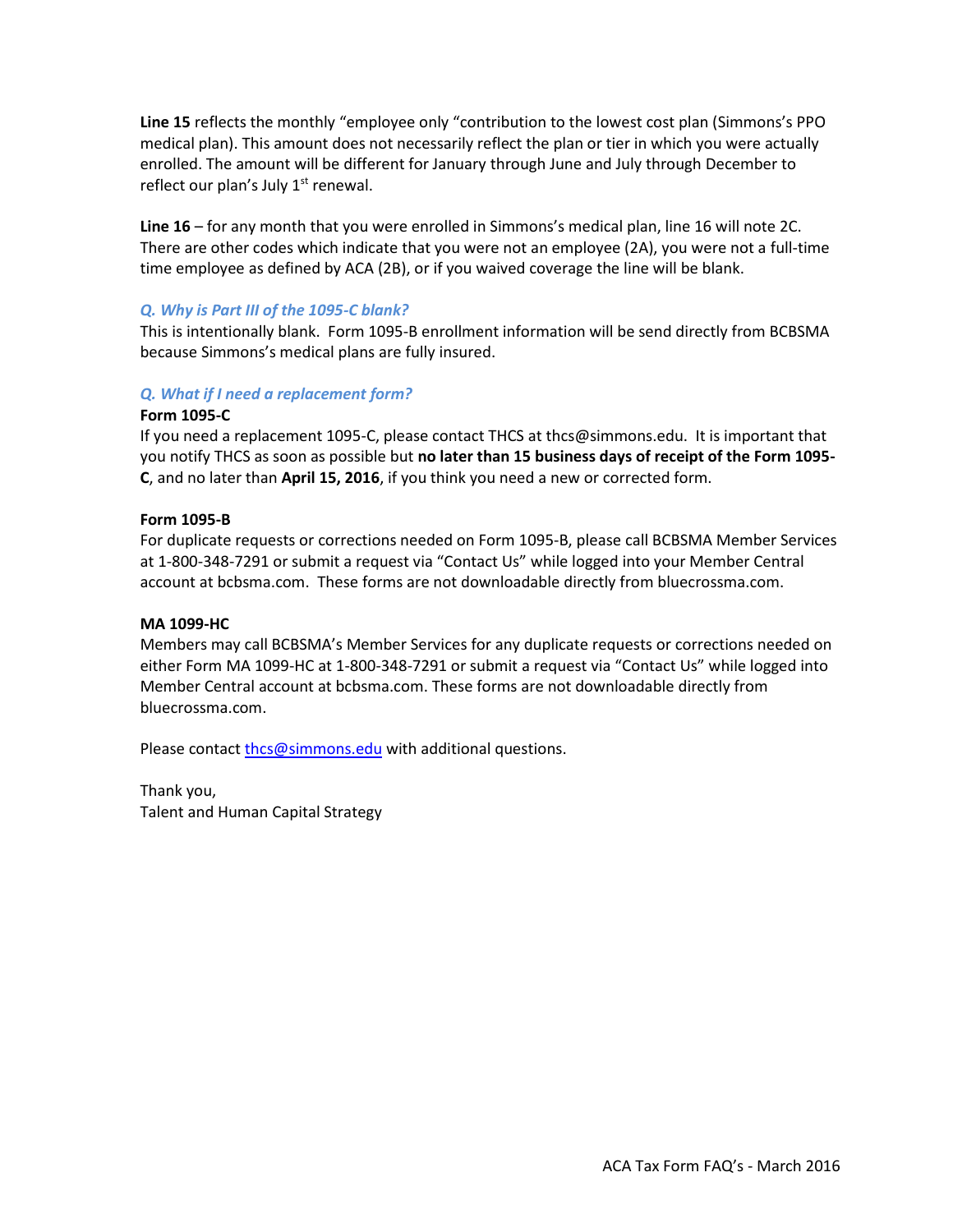**Line 15** reflects the monthly "employee only "contribution to the lowest cost plan (Simmons's PPO medical plan). This amount does not necessarily reflect the plan or tier in which you were actually enrolled. The amount will be different for January through June and July through December to reflect our plan's July 1st renewal.

**Line 16** – for any month that you were enrolled in Simmons's medical plan, line 16 will note 2C. There are other codes which indicate that you were not an employee (2A), you were not a full-time time employee as defined by ACA (2B), or if you waived coverage the line will be blank.

### *Q. Why is Part III of the 1095-C blank?*

This is intentionally blank. Form 1095-B enrollment information will be send directly from BCBSMA because Simmons's medical plans are fully insured.

### *Q. What if I need a replacement form?*

**Form 1095-C**

If you need a replacement 1095-C, please contact THCS at thcs@simmons.edu. It is important that you notify THCS as soon as possible but **no later than 15 business days of receipt of the Form 1095-C**, and no later than **April 15, 2016**, if you think you need a new or corrected form.

**Form 1095-B**

For duplicate requests or corrections needed on Form 1095-B, please call BCBSMA Member Services at 1-800-348-7291 or submit a request via "Contact Us" while logged into your Member Central account at bcbsma.com. These forms are not downloadable directly from bluecrossma.com.

**MA 1099-HC**

Members may call BCBSMA's Member Services for any duplicate requests or corrections needed on either Form MA 1099-HC at 1-800-348-7291 or submit a request via "Contact Us" while logged into Member Central account at bcbsma.com. These forms are not downloadable directly from bluecrossma.com.

Please contact thcs@simmons.edu with additional questions.

Thank you,
Talent and Human Capital Strategy